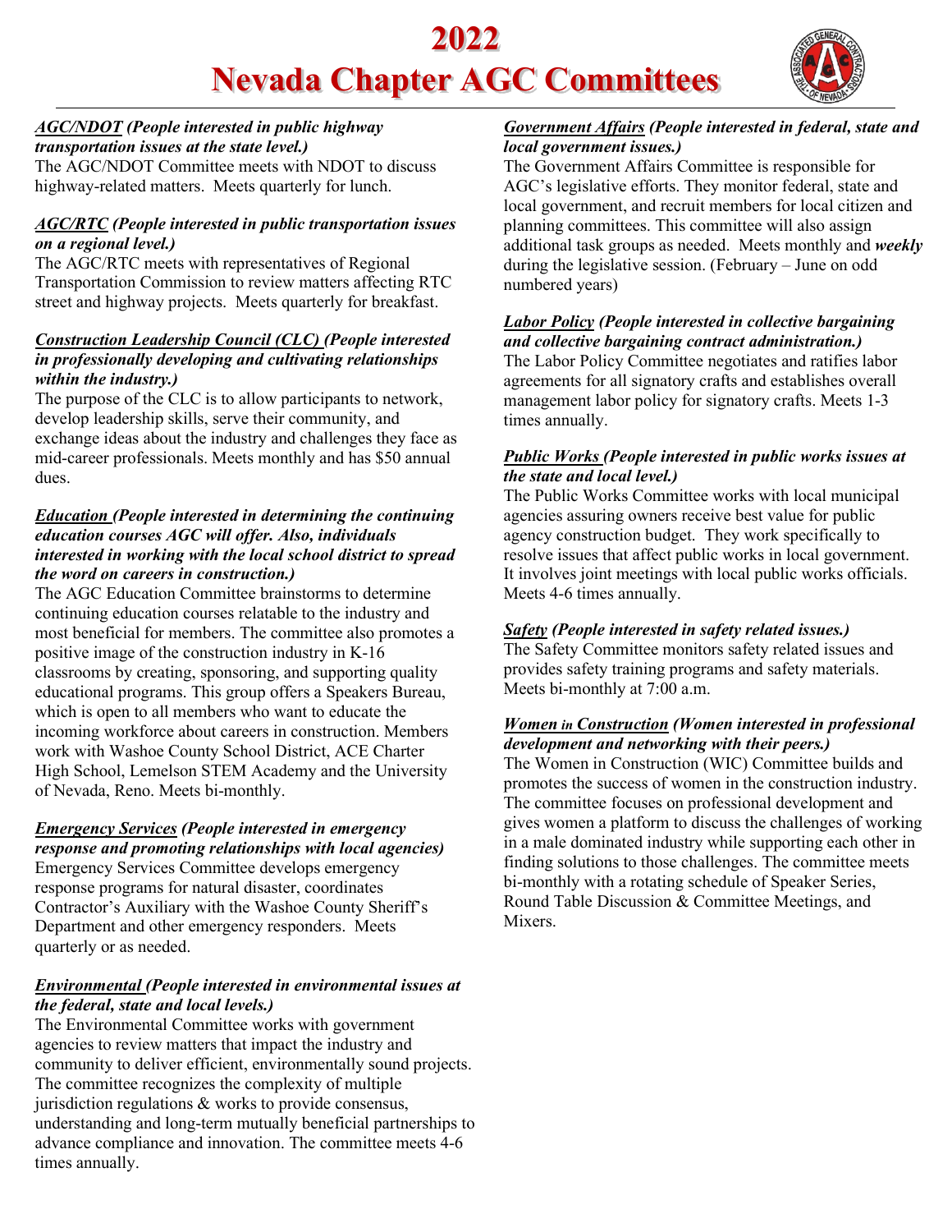# 2022
# Nevada Chapter AGC Committees

***AGC/NDOT*** ***(People interested in public highway transportation issues at the state level.)***
The AGC/NDOT Committee meets with NDOT to discuss highway-related matters. Meets quarterly for lunch.

***AGC/RTC*** ***(People interested in public transportation issues on a regional level.)***
The AGC/RTC meets with representatives of Regional Transportation Commission to review matters affecting RTC street and highway projects. Meets quarterly for breakfast.

***Construction Leadership Council (CLC)*** ***(People interested in professionally developing and cultivating relationships within the industry.)***
The purpose of the CLC is to allow participants to network, develop leadership skills, serve their community, and exchange ideas about the industry and challenges they face as mid-career professionals. Meets monthly and has $50 annual dues.

***Education*** ***(People interested in determining the continuing education courses AGC will offer. Also, individuals interested in working with the local school district to spread the word on careers in construction.)***
The AGC Education Committee brainstorms to determine continuing education courses relatable to the industry and most beneficial for members. The committee also promotes a positive image of the construction industry in K-16 classrooms by creating, sponsoring, and supporting quality educational programs. This group offers a Speakers Bureau, which is open to all members who want to educate the incoming workforce about careers in construction. Members work with Washoe County School District, ACE Charter High School, Lemelson STEM Academy and the University of Nevada, Reno. Meets bi-monthly.

***Emergency Services*** ***(People interested in emergency response and promoting relationships with local agencies)***
Emergency Services Committee develops emergency response programs for natural disaster, coordinates Contractor's Auxiliary with the Washoe County Sheriff's Department and other emergency responders. Meets quarterly or as needed.

***Environmental*** ***(People interested in environmental issues at the federal, state and local levels.)***
The Environmental Committee works with government agencies to review matters that impact the industry and community to deliver efficient, environmentally sound projects. The committee recognizes the complexity of multiple jurisdiction regulations & works to provide consensus, understanding and long-term mutually beneficial partnerships to advance compliance and innovation. The committee meets 4-6 times annually.

***Government Affairs*** ***(People interested in federal, state and local government issues.)***
The Government Affairs Committee is responsible for AGC's legislative efforts. They monitor federal, state and local government, and recruit members for local citizen and planning committees. This committee will also assign additional task groups as needed. Meets monthly and ***weekly*** during the legislative session. (February – June on odd numbered years)

***Labor Policy*** ***(People interested in collective bargaining and collective bargaining contract administration.)***
The Labor Policy Committee negotiates and ratifies labor agreements for all signatory crafts and establishes overall management labor policy for signatory crafts. Meets 1-3 times annually.

***Public Works*** ***(People interested in public works issues at the state and local level.)***
The Public Works Committee works with local municipal agencies assuring owners receive best value for public agency construction budget. They work specifically to resolve issues that affect public works in local government. It involves joint meetings with local public works officials. Meets 4-6 times annually.

***Safety*** ***(People interested in safety related issues.)***
The Safety Committee monitors safety related issues and provides safety training programs and safety materials. Meets bi-monthly at 7:00 a.m.

***Women in Construction*** ***(Women interested in professional development and networking with their peers.)***
The Women in Construction (WIC) Committee builds and promotes the success of women in the construction industry. The committee focuses on professional development and gives women a platform to discuss the challenges of working in a male dominated industry while supporting each other in finding solutions to those challenges. The committee meets bi-monthly with a rotating schedule of Speaker Series, Round Table Discussion & Committee Meetings, and Mixers.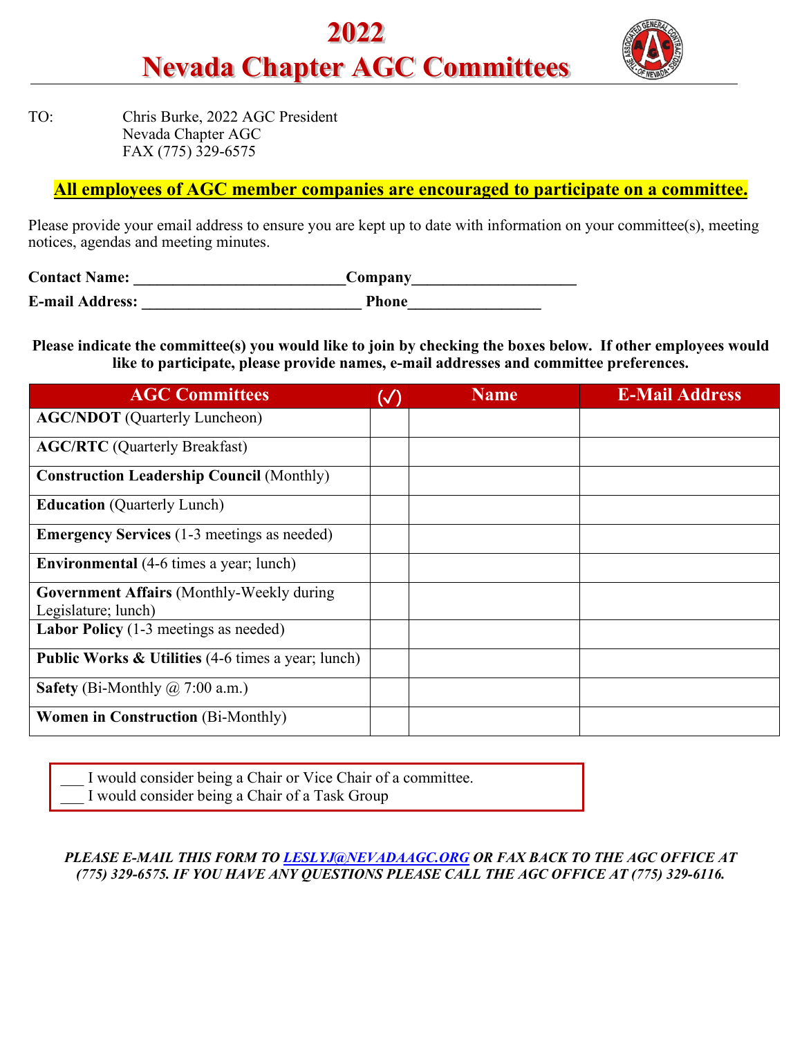# 2022
# Nevada Chapter AGC Committees

TO: Chris Burke, 2022 AGC President
Nevada Chapter AGC
FAX (775) 329-6575

**All employees of AGC member companies are encouraged to participate on a committee.**

Please provide your email address to ensure you are kept up to date with information on your committee(s), meeting notices, agendas and meeting minutes.

**Contact Name:** ___________________________**Company**____________________

**E-mail Address:** ____________________________ **Phone**________________

**Please indicate the committee(s) you would like to join by checking the boxes below. If other employees would like to participate, please provide names, e-mail addresses and committee preferences.**

| AGC Committees | (✓) | Name | E-Mail Address |
|---|---|---|---|
| **AGC/NDOT** (Quarterly Luncheon) | | | |
| **AGC/RTC** (Quarterly Breakfast) | | | |
| **Construction Leadership Council** (Monthly) | | | |
| **Education** (Quarterly Lunch) | | | |
| **Emergency Services** (1-3 meetings as needed) | | | |
| **Environmental** (4-6 times a year; lunch) | | | |
| **Government Affairs** (Monthly-Weekly during Legislature; lunch) | | | |
| **Labor Policy** (1-3 meetings as needed) | | | |
| **Public Works & Utilities** (4-6 times a year; lunch) | | | |
| **Safety** (Bi-Monthly @ 7:00 a.m.) | | | |
| **Women in Construction** (Bi-Monthly) | | | |

___ I would consider being a Chair or Vice Chair of a committee.
___ I would consider being a Chair of a Task Group

***PLEASE E-MAIL THIS FORM TO LESLYJ@NEVADAAGC.ORG OR FAX BACK TO THE AGC OFFICE AT (775) 329-6575. IF YOU HAVE ANY QUESTIONS PLEASE CALL THE AGC OFFICE AT (775) 329-6116.***